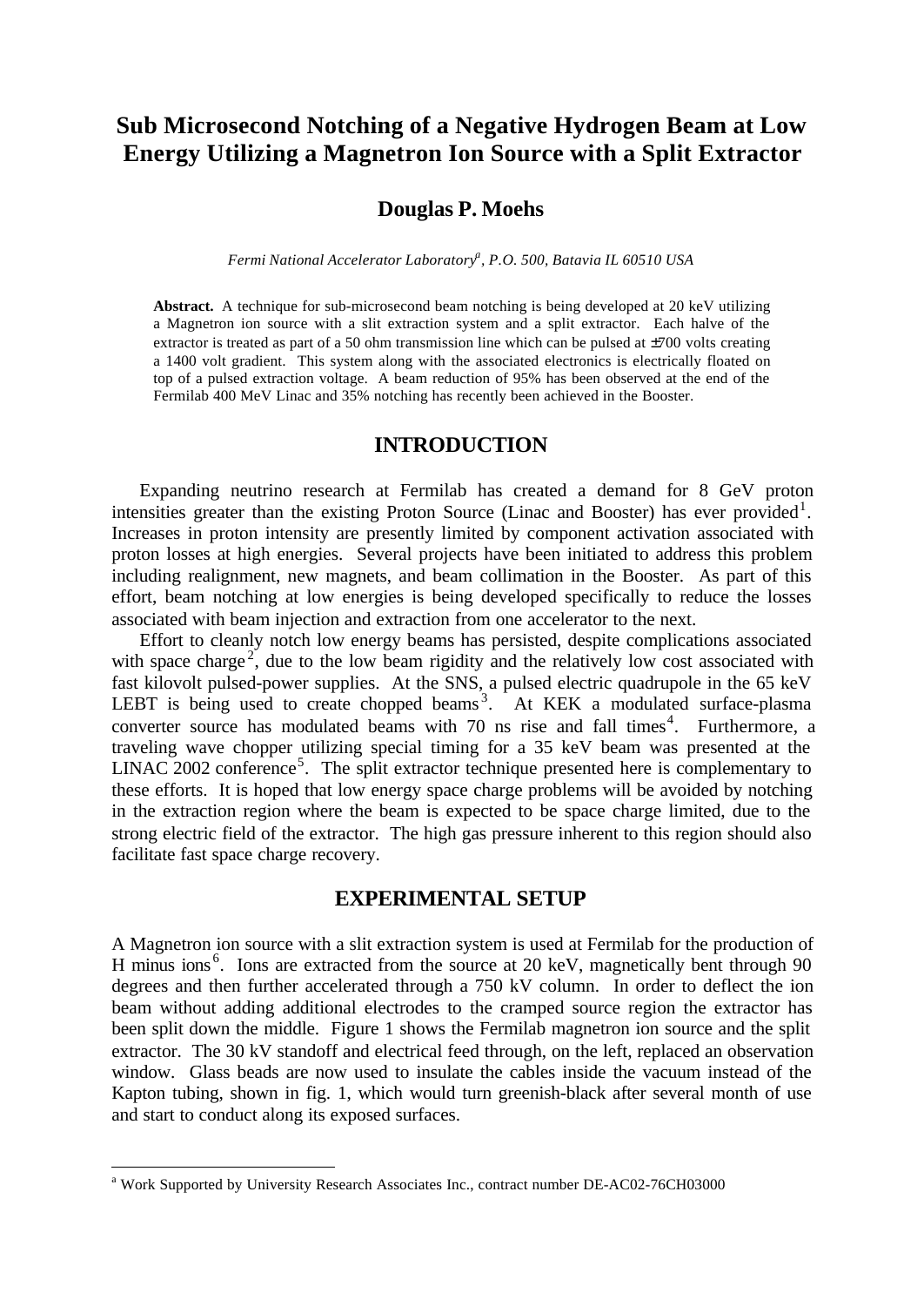# Sub Microsecond Notching of a Negative Hydrogen Beam at Low Energy Utilizing a Magnetron Ion Source with a Split Extractor

## Douglas P. Moehs

*Fermi National Accelerator Laboratory[a], P.O. 500, Batavia IL 60510 USA*

**Abstract.** A technique for sub-microsecond beam notching is being developed at 20 keV utilizing a Magnetron ion source with a slit extraction system and a split extractor. Each halve of the extractor is treated as part of a 50 ohm transmission line which can be pulsed at ±700 volts creating a 1400 volt gradient. This system along with the associated electronics is electrically floated on top of a pulsed extraction voltage. A beam reduction of 95% has been observed at the end of the Fermilab 400 MeV Linac and 35% notching has recently been achieved in the Booster.

## INTRODUCTION

Expanding neutrino research at Fermilab has created a demand for 8 GeV proton intensities greater than the existing Proton Source (Linac and Booster) has ever provided[1]. Increases in proton intensity are presently limited by component activation associated with proton losses at high energies. Several projects have been initiated to address this problem including realignment, new magnets, and beam collimation in the Booster. As part of this effort, beam notching at low energies is being developed specifically to reduce the losses associated with beam injection and extraction from one accelerator to the next.

Effort to cleanly notch low energy beams has persisted, despite complications associated with space charge[2], due to the low beam rigidity and the relatively low cost associated with fast kilovolt pulsed-power supplies. At the SNS, a pulsed electric quadrupole in the 65 keV LEBT is being used to create chopped beams[3]. At KEK a modulated surface-plasma converter source has modulated beams with 70 ns rise and fall times[4]. Furthermore, a traveling wave chopper utilizing special timing for a 35 keV beam was presented at the LINAC 2002 conference[5]. The split extractor technique presented here is complementary to these efforts. It is hoped that low energy space charge problems will be avoided by notching in the extraction region where the beam is expected to be space charge limited, due to the strong electric field of the extractor. The high gas pressure inherent to this region should also facilitate fast space charge recovery.

## EXPERIMENTAL SETUP

A Magnetron ion source with a slit extraction system is used at Fermilab for the production of H minus ions[6]. Ions are extracted from the source at 20 keV, magnetically bent through 90 degrees and then further accelerated through a 750 kV column. In order to deflect the ion beam without adding additional electrodes to the cramped source region the extractor has been split down the middle. Figure 1 shows the Fermilab magnetron ion source and the split extractor. The 30 kV standoff and electrical feed through, on the left, replaced an observation window. Glass beads are now used to insulate the cables inside the vacuum instead of the Kapton tubing, shown in fig. 1, which would turn greenish-black after several month of use and start to conduct along its exposed surfaces.

---

[a] Work Supported by University Research Associates Inc., contract number DE-AC02-76CH03000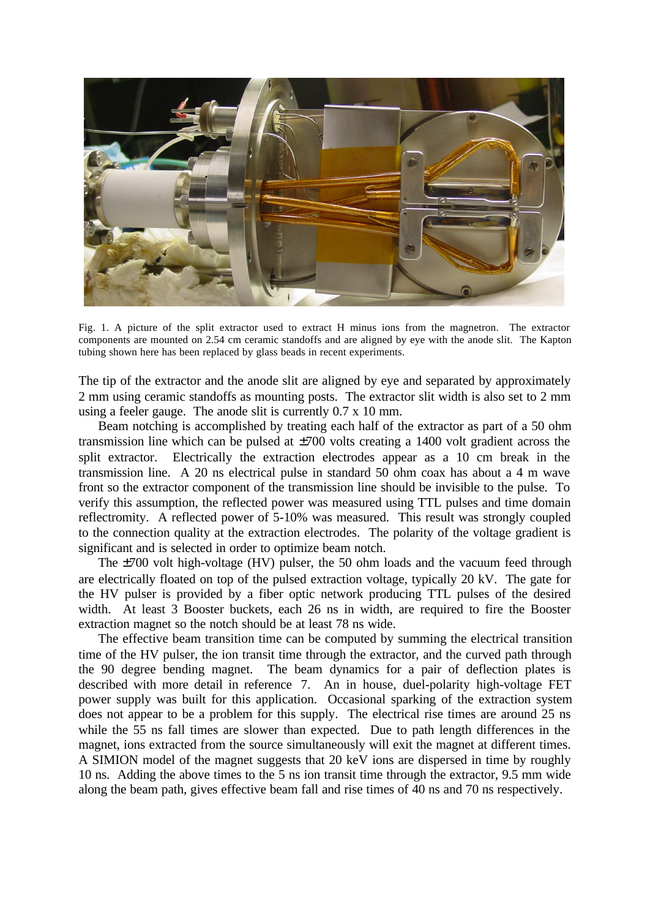Fig. 1. A picture of the split extractor used to extract H minus ions from the magnetron. The extractor components are mounted on 2.54 cm ceramic standoffs and are aligned by eye with the anode slit. The Kapton tubing shown here has been replaced by glass beads in recent experiments.

The tip of the extractor and the anode slit are aligned by eye and separated by approximately 2 mm using ceramic standoffs as mounting posts. The extractor slit width is also set to 2 mm using a feeler gauge. The anode slit is currently 0.7 x 10 mm.

Beam notching is accomplished by treating each half of the extractor as part of a 50 ohm transmission line which can be pulsed at ±700 volts creating a 1400 volt gradient across the split extractor. Electrically the extraction electrodes appear as a 10 cm break in the transmission line. A 20 ns electrical pulse in standard 50 ohm coax has about a 4 m wave front so the extractor component of the transmission line should be invisible to the pulse. To verify this assumption, the reflected power was measured using TTL pulses and time domain reflectromity. A reflected power of 5-10% was measured. This result was strongly coupled to the connection quality at the extraction electrodes. The polarity of the voltage gradient is significant and is selected in order to optimize beam notch.

The ±700 volt high-voltage (HV) pulser, the 50 ohm loads and the vacuum feed through are electrically floated on top of the pulsed extraction voltage, typically 20 kV. The gate for the HV pulser is provided by a fiber optic network producing TTL pulses of the desired width. At least 3 Booster buckets, each 26 ns in width, are required to fire the Booster extraction magnet so the notch should be at least 78 ns wide.

The effective beam transition time can be computed by summing the electrical transition time of the HV pulser, the ion transit time through the extractor, and the curved path through the 90 degree bending magnet. The beam dynamics for a pair of deflection plates is described with more detail in reference 7. An in house, duel-polarity high-voltage FET power supply was built for this application. Occasional sparking of the extraction system does not appear to be a problem for this supply. The electrical rise times are around 25 ns while the 55 ns fall times are slower than expected. Due to path length differences in the magnet, ions extracted from the source simultaneously will exit the magnet at different times. A SIMION model of the magnet suggests that 20 keV ions are dispersed in time by roughly 10 ns. Adding the above times to the 5 ns ion transit time through the extractor, 9.5 mm wide along the beam path, gives effective beam fall and rise times of 40 ns and 70 ns respectively.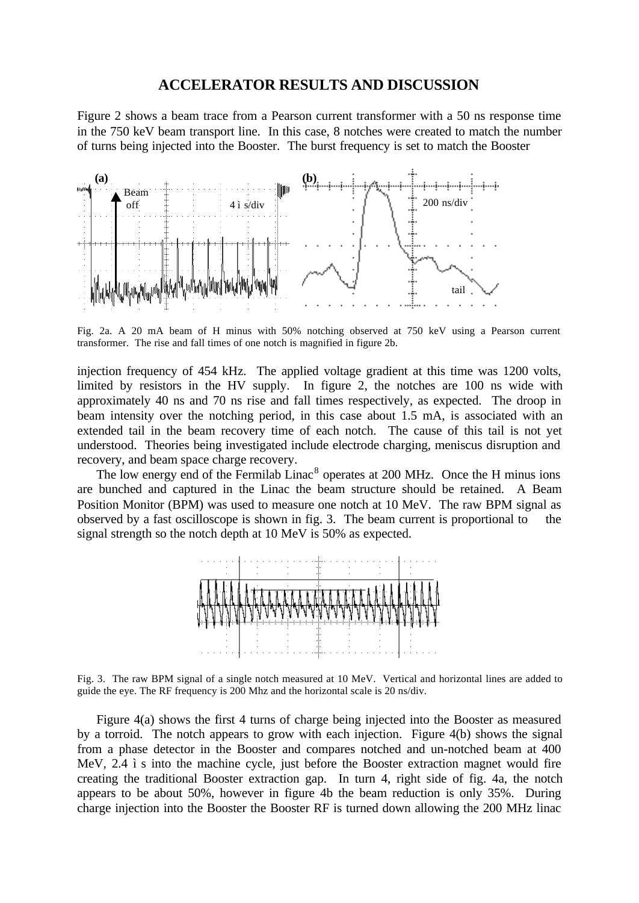## ACCELERATOR RESULTS AND DISCUSSION

Figure 2 shows a beam trace from a Pearson current transformer with a 50 ns response time in the 750 keV beam transport line. In this case, 8 notches were created to match the number of turns being injected into the Booster. The burst frequency is set to match the Booster injection frequency of 454 kHz. The applied voltage gradient at this time was 1200 volts, limited by resistors in the HV supply. In figure 2, the notches are 100 ns wide with approximately 40 ns and 70 ns rise and fall times respectively, as expected. The droop in beam intensity over the notching period, in this case about 1.5 mA, is associated with an extended tail in the beam recovery time of each notch. The cause of this tail is not yet understood. Theories being investigated include electrode charging, meniscus disruption and recovery, and beam space charge recovery.

Fig. 2a. A 20 mA beam of H minus with 50% notching observed at 750 keV using a Pearson current transformer. The rise and fall times of one notch is magnified in figure 2b.

The low energy end of the Fermilab Linac[8] operates at 200 MHz. Once the H minus ions are bunched and captured in the Linac the beam structure should be retained. A Beam Position Monitor (BPM) was used to measure one notch at 10 MeV. The raw BPM signal as observed by a fast oscilloscope is shown in fig. 3. The beam current is proportional to the signal strength so the notch depth at 10 MeV is 50% as expected.

Fig. 3. The raw BPM signal of a single notch measured at 10 MeV. Vertical and horizontal lines are added to guide the eye. The RF frequency is 200 Mhz and the horizontal scale is 20 ns/div.

Figure 4(a) shows the first 4 turns of charge being injected into the Booster as measured by a torroid. The notch appears to grow with each injection. Figure 4(b) shows the signal from a phase detector in the Booster and compares notched and un-notched beam at 400 MeV, 2.4 μs into the machine cycle, just before the Booster extraction magnet would fire creating the traditional Booster extraction gap. In turn 4, right side of fig. 4a, the notch appears to be about 50%, however in figure 4b the beam reduction is only 35%. During charge injection into the Booster the Booster RF is turned down allowing the 200 MHz linac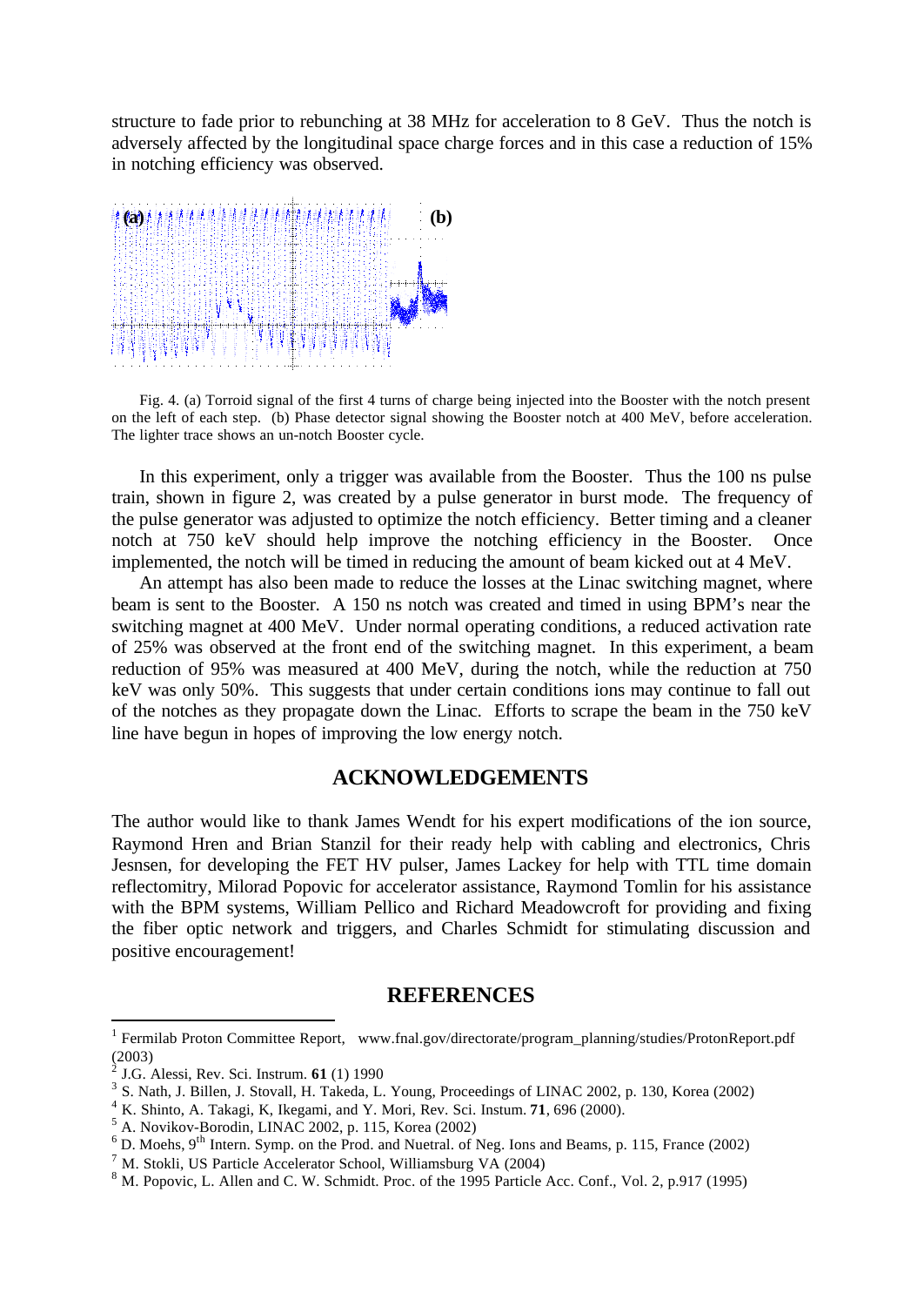structure to fade prior to rebunching at 38 MHz for acceleration to 8 GeV. Thus the notch is adversely affected by the longitudinal space charge forces and in this case a reduction of 15% in notching efficiency was observed.

(a) (b)

Fig. 4. (a) Torroid signal of the first 4 turns of charge being injected into the Booster with the notch present on the left of each step. (b) Phase detector signal showing the Booster notch at 400 MeV, before acceleration. The lighter trace shows an un-notch Booster cycle.

In this experiment, only a trigger was available from the Booster. Thus the 100 ns pulse train, shown in figure 2, was created by a pulse generator in burst mode. The frequency of the pulse generator was adjusted to optimize the notch efficiency. Better timing and a cleaner notch at 750 keV should help improve the notching efficiency in the Booster. Once implemented, the notch will be timed in reducing the amount of beam kicked out at 4 MeV.

An attempt has also been made to reduce the losses at the Linac switching magnet, where beam is sent to the Booster. A 150 ns notch was created and timed in using BPM's near the switching magnet at 400 MeV. Under normal operating conditions, a reduced activation rate of 25% was observed at the front end of the switching magnet. In this experiment, a beam reduction of 95% was measured at 400 MeV, during the notch, while the reduction at 750 keV was only 50%. This suggests that under certain conditions ions may continue to fall out of the notches as they propagate down the Linac. Efforts to scrape the beam in the 750 keV line have begun in hopes of improving the low energy notch.

## ACKNOWLEDGEMENTS

The author would like to thank James Wendt for his expert modifications of the ion source, Raymond Hren and Brian Stanzil for their ready help with cabling and electronics, Chris Jesnsen, for developing the FET HV pulser, James Lackey for help with TTL time domain reflectomitry, Milorad Popovic for accelerator assistance, Raymond Tomlin for his assistance with the BPM systems, William Pellico and Richard Meadowcroft for providing and fixing the fiber optic network and triggers, and Charles Schmidt for stimulating discussion and positive encouragement!

## REFERENCES

[1] Fermilab Proton Committee Report, www.fnal.gov/directorate/program_planning/studies/ProtonReport.pdf (2003)

[2] J.G. Alessi, Rev. Sci. Instrum. **61** (1) 1990

[3] S. Nath, J. Billen, J. Stovall, H. Takeda, L. Young, Proceedings of LINAC 2002, p. 130, Korea (2002)

[4] K. Shinto, A. Takagi, K, Ikegami, and Y. Mori, Rev. Sci. Instum. **71**, 696 (2000).

[5] A. Novikov-Borodin, LINAC 2002, p. 115, Korea (2002)

[6] D. Moehs, 9th Intern. Symp. on the Prod. and Nuetral. of Neg. Ions and Beams, p. 115, France (2002)

[7] M. Stokli, US Particle Accelerator School, Williamsburg VA (2004)

[8] M. Popovic, L. Allen and C. W. Schmidt. Proc. of the 1995 Particle Acc. Conf., Vol. 2, p.917 (1995)